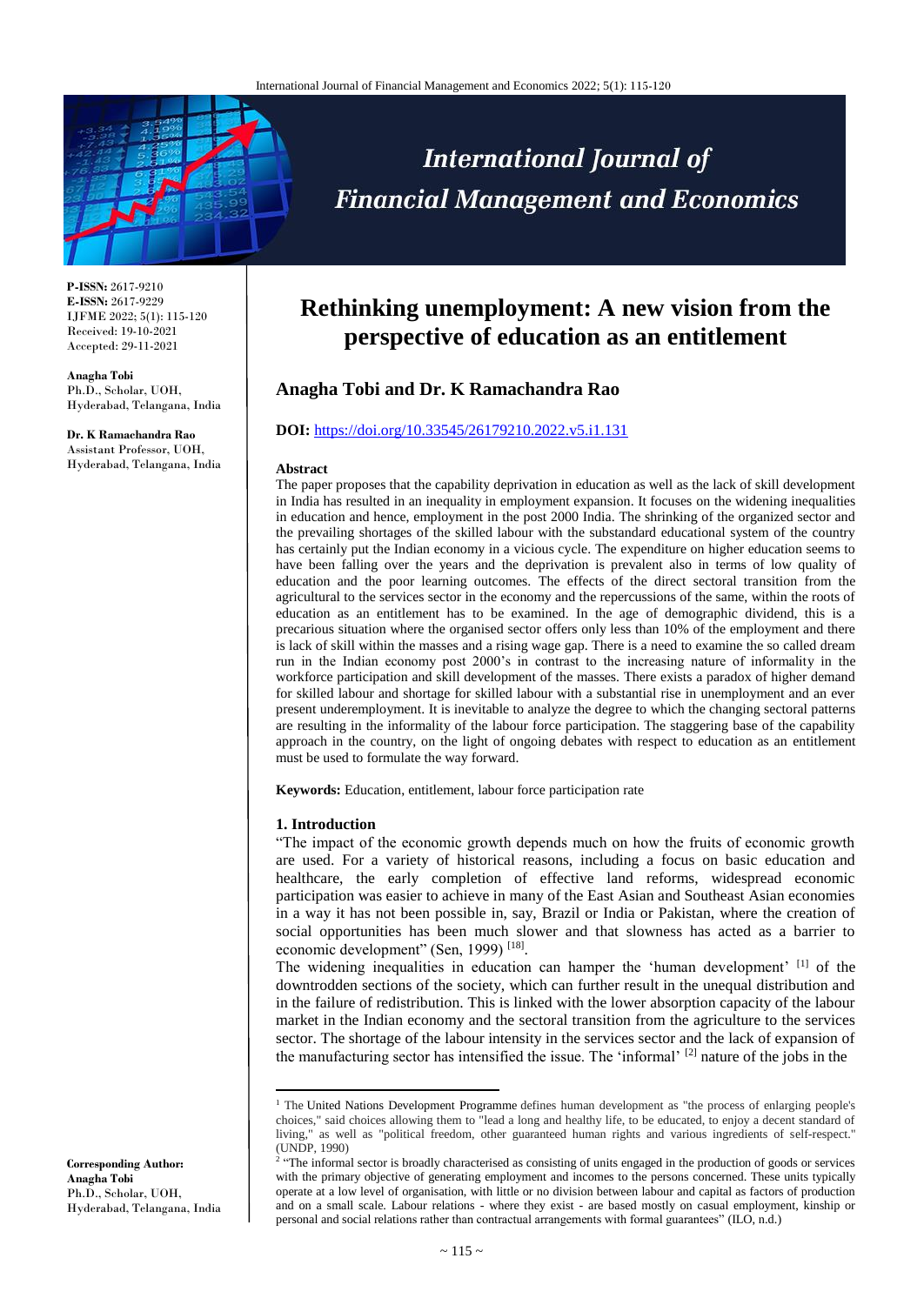# Rethinking unemployment: A new vision from the perspective of education as an entitlement

**Anagha Tobi and Dr. K Ramachandra Rao**

**P-ISSN:** 2617-9210
**E-ISSN:** 2617-9229
IJFME 2022; 5(1): 115-120
Received: 19-10-2021
Accepted: 29-11-2021

**Anagha Tobi**
Ph.D., Scholar, UOH, Hyderabad, Telangana, India

**Dr. K Ramachandra Rao**
Assistant Professor, UOH, Hyderabad, Telangana, India

**Corresponding Author:**
**Anagha Tobi**
Ph.D., Scholar, UOH, Hyderabad, Telangana, India

**DOI:** https://doi.org/10.33545/26179210.2022.v5.i1.131

**Abstract**

The paper proposes that the capability deprivation in education as well as the lack of skill development in India has resulted in an inequality in employment expansion. It focuses on the widening inequalities in education and hence, employment in the post 2000 India. The shrinking of the organized sector and the prevailing shortages of the skilled labour with the substandard educational system of the country has certainly put the Indian economy in a vicious cycle. The expenditure on higher education seems to have been falling over the years and the deprivation is prevalent also in terms of low quality of education and the poor learning outcomes. The effects of the direct sectoral transition from the agricultural to the services sector in the economy and the repercussions of the same, within the roots of education as an entitlement has to be examined. In the age of demographic dividend, this is a precarious situation where the organised sector offers only less than 10% of the employment and there is lack of skill within the masses and a rising wage gap. There is a need to examine the so called dream run in the Indian economy post 2000's in contrast to the increasing nature of informality in the workforce participation and skill development of the masses. There exists a paradox of higher demand for skilled labour and shortage for skilled labour with a substantial rise in unemployment and an ever present underemployment. It is inevitable to analyze the degree to which the changing sectoral patterns are resulting in the informality of the labour force participation. The staggering base of the capability approach in the country, on the light of ongoing debates with respect to education as an entitlement must be used to formulate the way forward.

**Keywords:** Education, entitlement, labour force participation rate

## 1. Introduction

"The impact of the economic growth depends much on how the fruits of economic growth are used. For a variety of historical reasons, including a focus on basic education and healthcare, the early completion of effective land reforms, widespread economic participation was easier to achieve in many of the East Asian and Southeast Asian economies in a way it has not been possible in, say, Brazil or India or Pakistan, where the creation of social opportunities has been much slower and that slowness has acted as a barrier to economic development" (Sen, 1999) [18].

The widening inequalities in education can hamper the 'human development' [1] of the downtrodden sections of the society, which can further result in the unequal distribution and in the failure of redistribution. This is linked with the lower absorption capacity of the labour market in the Indian economy and the sectoral transition from the agriculture to the services sector. The shortage of the labour intensity in the services sector and the lack of expansion of the manufacturing sector has intensified the issue. The 'informal' [2] nature of the jobs in the

---

[1] The United Nations Development Programme defines human development as "the process of enlarging people's choices," said choices allowing them to "lead a long and healthy life, to be educated, to enjoy a decent standard of living," as well as "political freedom, other guaranteed human rights and various ingredients of self-respect." (UNDP, 1990)

[2] "The informal sector is broadly characterised as consisting of units engaged in the production of goods or services with the primary objective of generating employment and incomes to the persons concerned. These units typically operate at a low level of organisation, with little or no division between labour and capital as factors of production and on a small scale. Labour relations - where they exist - are based mostly on casual employment, kinship or personal and social relations rather than contractual arrangements with formal guarantees" (ILO, n.d.)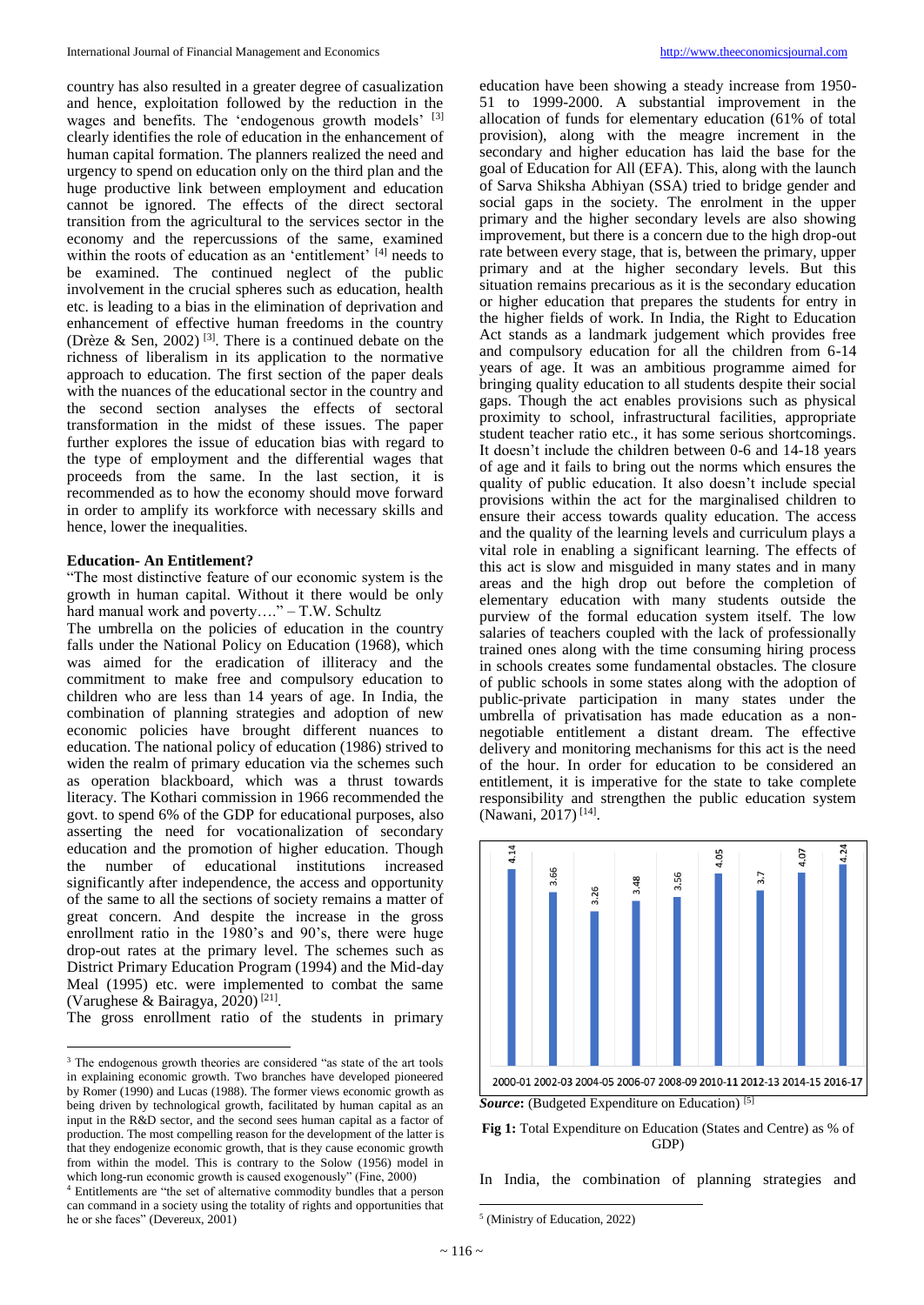country has also resulted in a greater degree of casualization and hence, exploitation followed by the reduction in the wages and benefits. The 'endogenous growth models' [3] clearly identifies the role of education in the enhancement of human capital formation. The planners realized the need and urgency to spend on education only on the third plan and the huge productive link between employment and education cannot be ignored. The effects of the direct sectoral transition from the agricultural to the services sector in the economy and the repercussions of the same, examined within the roots of education as an 'entitlement' [4] needs to be examined. The continued neglect of the public involvement in the crucial spheres such as education, health etc. is leading to a bias in the elimination of deprivation and enhancement of effective human freedoms in the country (Drèze & Sen, 2002) [3]. There is a continued debate on the richness of liberalism in its application to the normative approach to education. The first section of the paper deals with the nuances of the educational sector in the country and the second section analyses the effects of sectoral transformation in the midst of these issues. The paper further explores the issue of education bias with regard to the type of employment and the differential wages that proceeds from the same. In the last section, it is recommended as to how the economy should move forward in order to amplify its workforce with necessary skills and hence, lower the inequalities.

## Education- An Entitlement?

"The most distinctive feature of our economic system is the growth in human capital. Without it there would be only hard manual work and poverty…." – T.W. Schultz

The umbrella on the policies of education in the country falls under the National Policy on Education (1968), which was aimed for the eradication of illiteracy and the commitment to make free and compulsory education to children who are less than 14 years of age. In India, the combination of planning strategies and adoption of new economic policies have brought different nuances to education. The national policy of education (1986) strived to widen the realm of primary education via the schemes such as operation blackboard, which was a thrust towards literacy. The Kothari commission in 1966 recommended the govt. to spend 6% of the GDP for educational purposes, also asserting the need for vocationalization of secondary education and the promotion of higher education. Though the number of educational institutions increased significantly after independence, the access and opportunity of the same to all the sections of society remains a matter of great concern. And despite the increase in the gross enrollment ratio in the 1980's and 90's, there were huge drop-out rates at the primary level. The schemes such as District Primary Education Program (1994) and the Mid-day Meal (1995) etc. were implemented to combat the same (Varughese & Bairagya, 2020) [21].

The gross enrollment ratio of the students in primary education have been showing a steady increase from 1950-51 to 1999-2000. A substantial improvement in the allocation of funds for elementary education (61% of total provision), along with the meagre increment in the secondary and higher education has laid the base for the goal of Education for All (EFA). This, along with the launch of Sarva Shiksha Abhiyan (SSA) tried to bridge gender and social gaps in the society. The enrolment in the upper primary and the higher secondary levels are also showing improvement, but there is a concern due to the high drop-out rate between every stage, that is, between the primary, upper primary and at the higher secondary levels. But this situation remains precarious as it is the secondary education or higher education that prepares the students for entry in the higher fields of work. In India, the Right to Education Act stands as a landmark judgement which provides free and compulsory education for all the children from 6-14 years of age. It was an ambitious programme aimed for bringing quality education to all students despite their social gaps. Though the act enables provisions such as physical proximity to school, infrastructural facilities, appropriate student teacher ratio etc., it has some serious shortcomings. It doesn't include the children between 0-6 and 14-18 years of age and it fails to bring out the norms which ensures the quality of public education. It also doesn't include special provisions within the act for the marginalised children to ensure their access towards quality education. The access and the quality of the learning levels and curriculum plays a vital role in enabling a significant learning. The effects of this act is slow and misguided in many states and in many areas and the high drop out before the completion of elementary education with many students outside the purview of the formal education system itself. The low salaries of teachers coupled with the lack of professionally trained ones along with the time consuming hiring process in schools creates some fundamental obstacles. The closure of public schools in some states along with the adoption of public-private participation in many states under the umbrella of privatisation has made education as a non-negotiable entitlement a distant dream. The effective delivery and monitoring mechanisms for this act is the need of the hour. In order for education to be considered an entitlement, it is imperative for the state to take complete responsibility and strengthen the public education system (Nawani, 2017) [14].

| Year | Expenditure (% of GDP) |
|---|---|
| 2000-01 | 4.14 |
| 2002-03 | 3.66 |
| 2004-05 | 3.26 |
| 2006-07 | 3.48 |
| 2008-09 | 3.56 |
| 2010-11 | 4.05 |
| 2012-13 | 3.7 |
| 2014-15 | 4.07 |
| 2016-17 | 4.24 |

***Source*:** (Budgeted Expenditure on Education) [5]

**Fig 1:** Total Expenditure on Education (States and Centre) as % of GDP)

In India, the combination of planning strategies and

---

[3] The endogenous growth theories are considered "as state of the art tools in explaining economic growth. Two branches have developed pioneered by Romer (1990) and Lucas (1988). The former views economic growth as being driven by technological growth, facilitated by human capital as an input in the R&D sector, and the second sees human capital as a factor of production. The most compelling reason for the development of the latter is that they endogenize economic growth, that is they cause economic growth from within the model. This is contrary to the Solow (1956) model in which long-run economic growth is caused exogenously" (Fine, 2000)

[4] Entitlements are "the set of alternative commodity bundles that a person can command in a society using the totality of rights and opportunities that he or she faces" (Devereux, 2001)

[5] (Ministry of Education, 2022)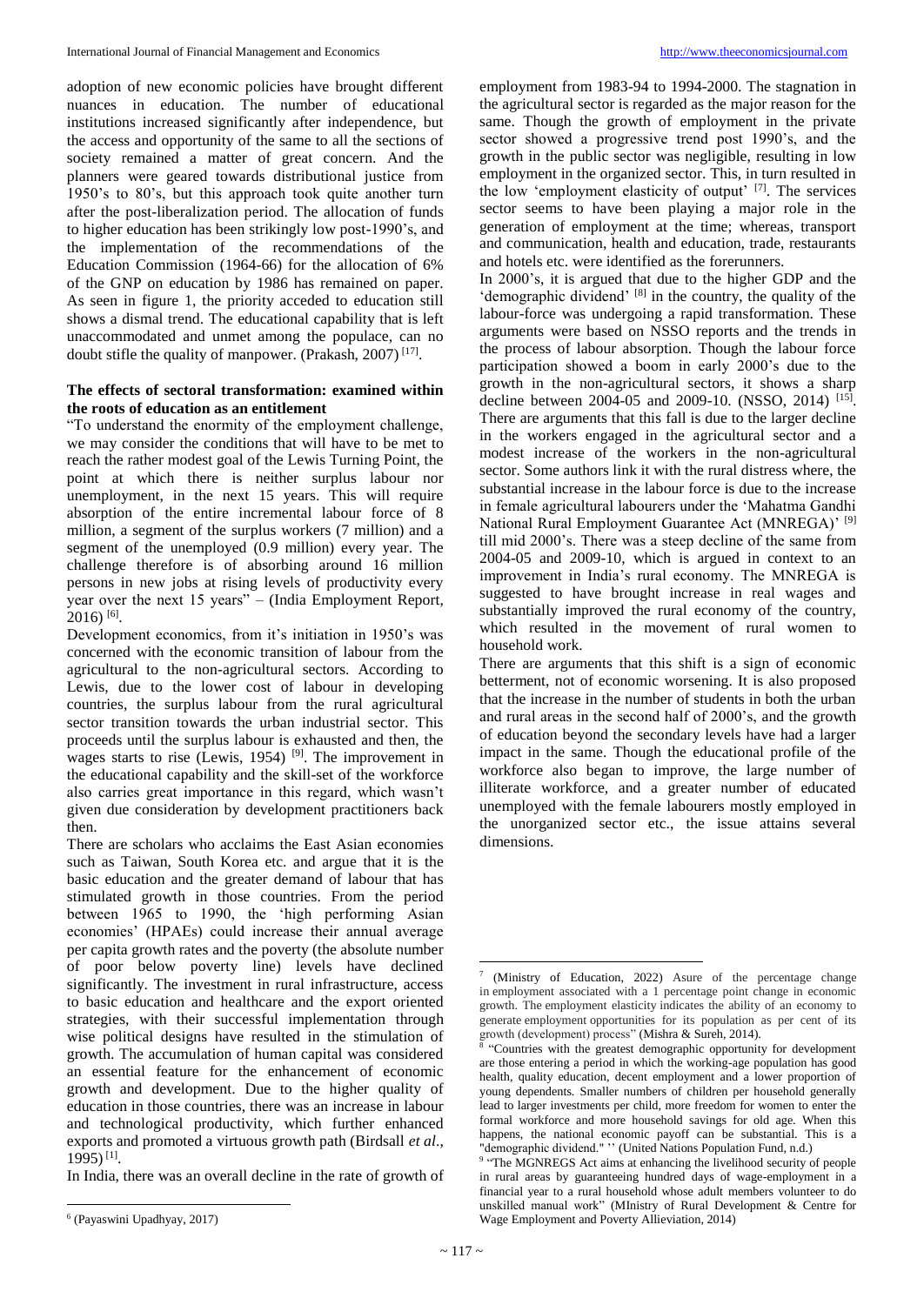adoption of new economic policies have brought different nuances in education. The number of educational institutions increased significantly after independence, but the access and opportunity of the same to all the sections of society remained a matter of great concern. And the planners were geared towards distributional justice from 1950's to 80's, but this approach took quite another turn after the post-liberalization period. The allocation of funds to higher education has been strikingly low post-1990's, and the implementation of the recommendations of the Education Commission (1964-66) for the allocation of 6% of the GNP on education by 1986 has remained on paper. As seen in figure 1, the priority acceded to education still shows a dismal trend. The educational capability that is left unaccommodated and unmet among the populace, can no doubt stifle the quality of manpower. (Prakash, 2007) [17].

### The effects of sectoral transformation: examined within the roots of education as an entitlement

"To understand the enormity of the employment challenge, we may consider the conditions that will have to be met to reach the rather modest goal of the Lewis Turning Point, the point at which there is neither surplus labour nor unemployment, in the next 15 years. This will require absorption of the entire incremental labour force of 8 million, a segment of the surplus workers (7 million) and a segment of the unemployed (0.9 million) every year. The challenge therefore is of absorbing around 16 million persons in new jobs at rising levels of productivity every year over the next 15 years" – (India Employment Report, 2016) [6].

Development economics, from it's initiation in 1950's was concerned with the economic transition of labour from the agricultural to the non-agricultural sectors. According to Lewis, due to the lower cost of labour in developing countries, the surplus labour from the rural agricultural sector transition towards the urban industrial sector. This proceeds until the surplus labour is exhausted and then, the wages starts to rise (Lewis, 1954) [9]. The improvement in the educational capability and the skill-set of the workforce also carries great importance in this regard, which wasn't given due consideration by development practitioners back then.

There are scholars who acclaims the East Asian economies such as Taiwan, South Korea etc. and argue that it is the basic education and the greater demand of labour that has stimulated growth in those countries. From the period between 1965 to 1990, the 'high performing Asian economies' (HPAEs) could increase their annual average per capita growth rates and the poverty (the absolute number of poor below poverty line) levels have declined significantly. The investment in rural infrastructure, access to basic education and healthcare and the export oriented strategies, with their successful implementation through wise political designs have resulted in the stimulation of growth. The accumulation of human capital was considered an essential feature for the enhancement of economic growth and development. Due to the higher quality of education in those countries, there was an increase in labour and technological productivity, which further enhanced exports and promoted a virtuous growth path (Birdsall *et al*., 1995) [1].

In India, there was an overall decline in the rate of growth of employment from 1983-94 to 1994-2000. The stagnation in the agricultural sector is regarded as the major reason for the same. Though the growth of employment in the private sector showed a progressive trend post 1990's, and the growth in the public sector was negligible, resulting in low employment in the organized sector. This, in turn resulted in the low 'employment elasticity of output' [7]. The services sector seems to have been playing a major role in the generation of employment at the time; whereas, transport and communication, health and education, trade, restaurants and hotels etc. were identified as the forerunners.

In 2000's, it is argued that due to the higher GDP and the 'demographic dividend' [8] in the country, the quality of the labour-force was undergoing a rapid transformation. These arguments were based on NSSO reports and the trends in the process of labour absorption. Though the labour force participation showed a boom in early 2000's due to the growth in the non-agricultural sectors, it shows a sharp decline between 2004-05 and 2009-10. (NSSO, 2014) [15]. There are arguments that this fall is due to the larger decline in the workers engaged in the agricultural sector and a modest increase of the workers in the non-agricultural sector. Some authors link it with the rural distress where, the substantial increase in the labour force is due to the increase in female agricultural labourers under the 'Mahatma Gandhi National Rural Employment Guarantee Act (MNREGA)' [9] till mid 2000's. There was a steep decline of the same from 2004-05 and 2009-10, which is argued in context to an improvement in India's rural economy. The MNREGA is suggested to have brought increase in real wages and substantially improved the rural economy of the country, which resulted in the movement of rural women to household work.

There are arguments that this shift is a sign of economic betterment, not of economic worsening. It is also proposed that the increase in the number of students in both the urban and rural areas in the second half of 2000's, and the growth of education beyond the secondary levels have had a larger impact in the same. Though the educational profile of the workforce also began to improve, the large number of illiterate workforce, and a greater number of educated unemployed with the female labourers mostly employed in the unorganized sector etc., the issue attains several dimensions.

---

6 (Payaswini Upadhyay, 2017)

7 (Ministry of Education, 2022) Asure of the percentage change in employment associated with a 1 percentage point change in economic growth. The employment elasticity indicates the ability of an economy to generate employment opportunities for its population as per cent of its growth (development) process" (Mishra & Sureh, 2014).

8 "Countries with the greatest demographic opportunity for development are those entering a period in which the working-age population has good health, quality education, decent employment and a lower proportion of young dependents. Smaller numbers of children per household generally lead to larger investments per child, more freedom for women to enter the formal workforce and more household savings for old age. When this happens, the national economic payoff can be substantial. This is a "demographic dividend." '' (United Nations Population Fund, n.d.)

9 "The MGNREGS Act aims at enhancing the livelihood security of people in rural areas by guaranteeing hundred days of wage-employment in a financial year to a rural household whose adult members volunteer to do unskilled manual work" (MInistry of Rural Development & Centre for Wage Employment and Poverty Allieviation, 2014)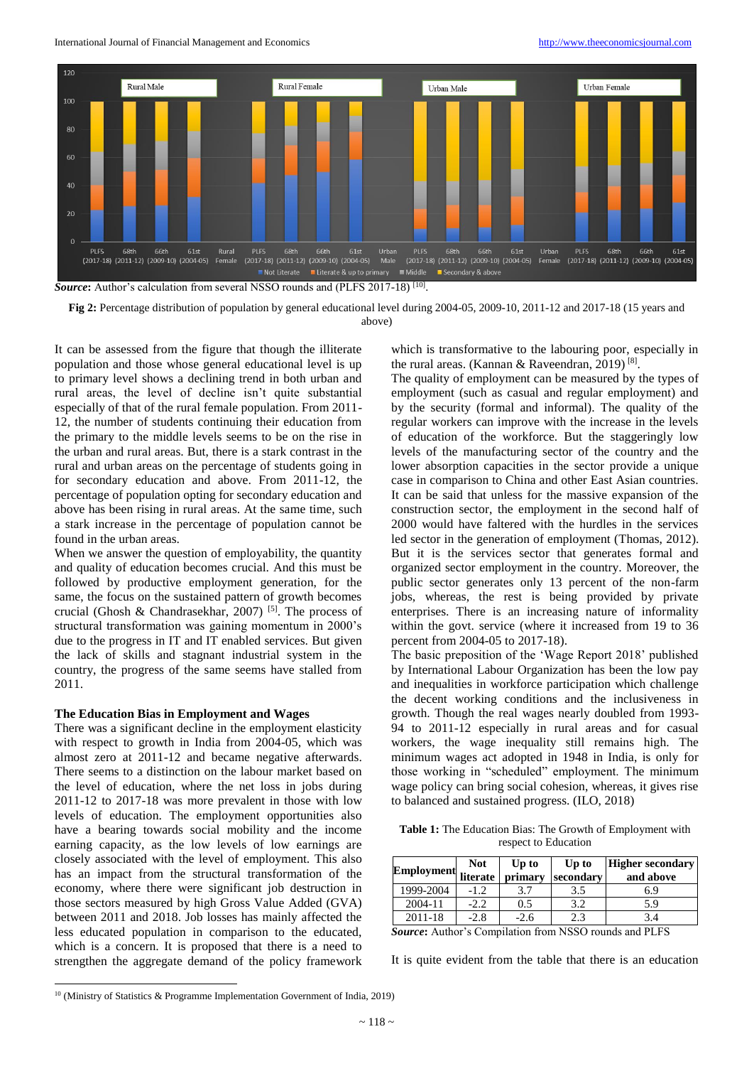**Source:** Author's calculation from several NSSO rounds and (PLFS 2017-18) [10].

**Fig 2:** Percentage distribution of population by general educational level during 2004-05, 2009-10, 2011-12 and 2017-18 (15 years and above)

It can be assessed from the figure that though the illiterate population and those whose general educational level is up to primary level shows a declining trend in both urban and rural areas, the level of decline isn't quite substantial especially of that of the rural female population. From 2011-12, the number of students continuing their education from the primary to the middle levels seems to be on the rise in the urban and rural areas. But, there is a stark contrast in the rural and urban areas on the percentage of students going in for secondary education and above. From 2011-12, the percentage of population opting for secondary education and above has been rising in rural areas. At the same time, such a stark increase in the percentage of population cannot be found in the urban areas.

When we answer the question of employability, the quantity and quality of education becomes crucial. And this must be followed by productive employment generation, for the same, the focus on the sustained pattern of growth becomes crucial (Ghosh & Chandrasekhar, 2007) [5]. The process of structural transformation was gaining momentum in 2000's due to the progress in IT and IT enabled services. But given the lack of skills and stagnant industrial system in the country, the progress of the same seems have stalled from 2011.

### The Education Bias in Employment and Wages

There was a significant decline in the employment elasticity with respect to growth in India from 2004-05, which was almost zero at 2011-12 and became negative afterwards. There seems to a distinction on the labour market based on the level of education, where the net loss in jobs during 2011-12 to 2017-18 was more prevalent in those with low levels of education. The employment opportunities also have a bearing towards social mobility and the income earning capacity, as the low levels of low earnings are closely associated with the level of employment. This also has an impact from the structural transformation of the economy, where there were significant job destruction in those sectors measured by high Gross Value Added (GVA) between 2011 and 2018. Job losses has mainly affected the less educated population in comparison to the educated, which is a concern. It is proposed that there is a need to strengthen the aggregate demand of the policy framework which is transformative to the labouring poor, especially in the rural areas. (Kannan & Raveendran, 2019) [8].

The quality of employment can be measured by the types of employment (such as casual and regular employment) and by the security (formal and informal). The quality of the regular workers can improve with the increase in the levels of education of the workforce. But the staggeringly low levels of the manufacturing sector of the country and the lower absorption capacities in the sector provide a unique case in comparison to China and other East Asian countries. It can be said that unless for the massive expansion of the construction sector, the employment in the second half of 2000 would have faltered with the hurdles in the services led sector in the generation of employment (Thomas, 2012). But it is the services sector that generates formal and organized sector employment in the country. Moreover, the public sector generates only 13 percent of the non-farm jobs, whereas, the rest is being provided by private enterprises. There is an increasing nature of informality within the govt. service (where it increased from 19 to 36 percent from 2004-05 to 2017-18).

The basic preposition of the 'Wage Report 2018' published by International Labour Organization has been the low pay and inequalities in workforce participation which challenge the decent working conditions and the inclusiveness in growth. Though the real wages nearly doubled from 1993-94 to 2011-12 especially in rural areas and for casual workers, the wage inequality still remains high. The minimum wages act adopted in 1948 in India, is only for those working in "scheduled" employment. The minimum wage policy can bring social cohesion, whereas, it gives rise to balanced and sustained progress. (ILO, 2018)

**Table 1:** The Education Bias: The Growth of Employment with respect to Education

| Employment | Not literate | Up to primary | Up to secondary | Higher secondary and above |
|---|---|---|---|---|
| 1999-2004 | -1.2 | 3.7 | 3.5 | 6.9 |
| 2004-11 | -2.2 | 0.5 | 3.2 | 5.9 |
| 2011-18 | -2.8 | -2.6 | 2.3 | 3.4 |

**Source:** Author's Compilation from NSSO rounds and PLFS

It is quite evident from the table that there is an education

[10] (Ministry of Statistics & Programme Implementation Government of India, 2019)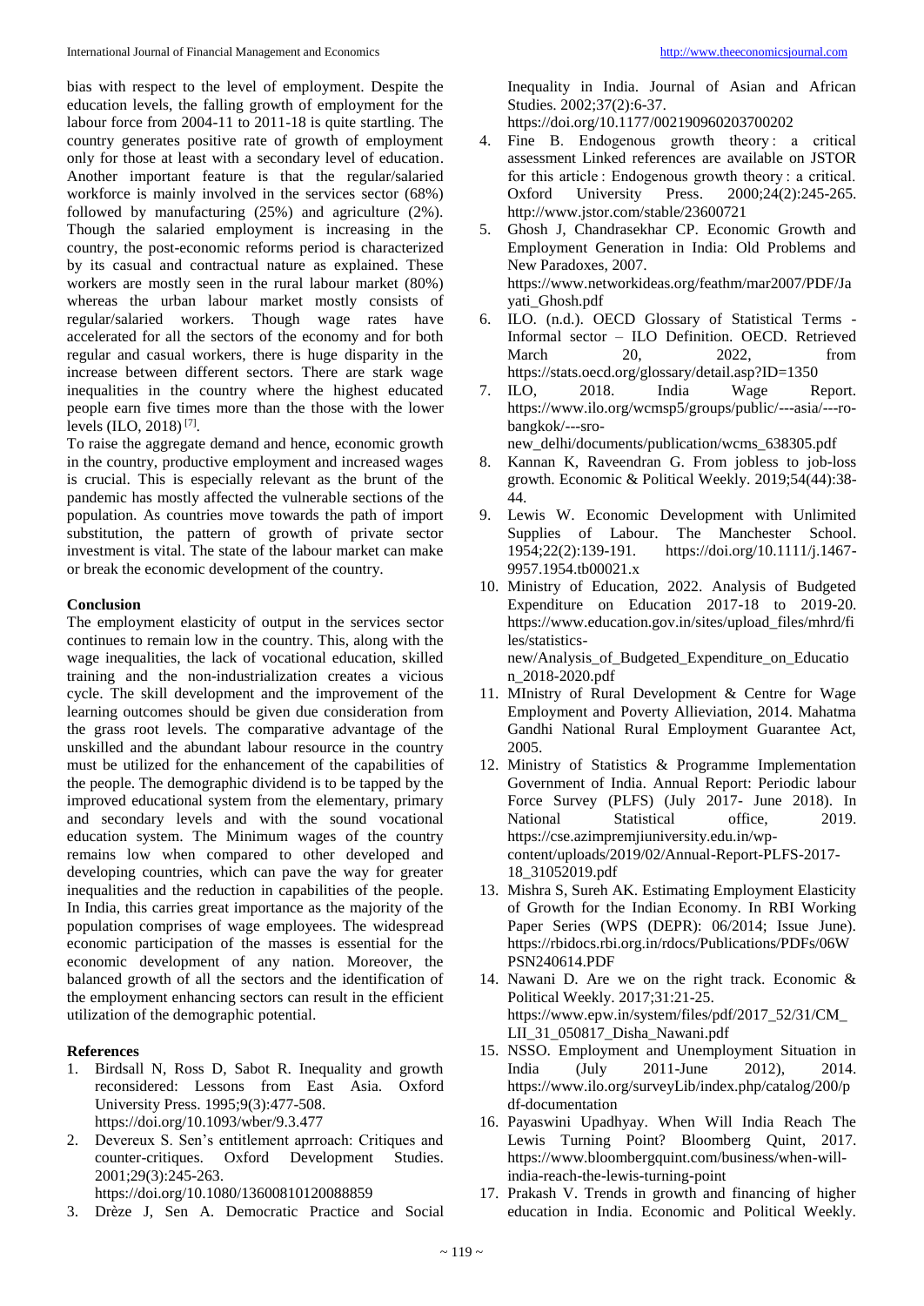bias with respect to the level of employment. Despite the education levels, the falling growth of employment for the labour force from 2004-11 to 2011-18 is quite startling. The country generates positive rate of growth of employment only for those at least with a secondary level of education. Another important feature is that the regular/salaried workforce is mainly involved in the services sector (68%) followed by manufacturing (25%) and agriculture (2%). Though the salaried employment is increasing in the country, the post-economic reforms period is characterized by its casual and contractual nature as explained. These workers are mostly seen in the rural labour market (80%) whereas the urban labour market mostly consists of regular/salaried workers. Though wage rates have accelerated for all the sectors of the economy and for both regular and casual workers, there is huge disparity in the increase between different sectors. There are stark wage inequalities in the country where the highest educated people earn five times more than the those with the lower levels (ILO, 2018) [7].

To raise the aggregate demand and hence, economic growth in the country, productive employment and increased wages is crucial. This is especially relevant as the brunt of the pandemic has mostly affected the vulnerable sections of the population. As countries move towards the path of import substitution, the pattern of growth of private sector investment is vital. The state of the labour market can make or break the economic development of the country.

## Conclusion

The employment elasticity of output in the services sector continues to remain low in the country. This, along with the wage inequalities, the lack of vocational education, skilled training and the non-industrialization creates a vicious cycle. The skill development and the improvement of the learning outcomes should be given due consideration from the grass root levels. The comparative advantage of the unskilled and the abundant labour resource in the country must be utilized for the enhancement of the capabilities of the people. The demographic dividend is to be tapped by the improved educational system from the elementary, primary and secondary levels and with the sound vocational education system. The Minimum wages of the country remains low when compared to other developed and developing countries, which can pave the way for greater inequalities and the reduction in capabilities of the people. In India, this carries great importance as the majority of the population comprises of wage employees. The widespread economic participation of the masses is essential for the economic development of any nation. Moreover, the balanced growth of all the sectors and the identification of the employment enhancing sectors can result in the efficient utilization of the demographic potential.

## References

1. Birdsall N, Ross D, Sabot R. Inequality and growth reconsidered: Lessons from East Asia. Oxford University Press. 1995;9(3):477-508. https://doi.org/10.1093/wber/9.3.477
2. Devereux S. Sen's entitlement aprroach: Critiques and counter-critiques. Oxford Development Studies. 2001;29(3):245-263. https://doi.org/10.1080/13600810120088859
3. Drèze J, Sen A. Democratic Practice and Social Inequality in India. Journal of Asian and African Studies. 2002;37(2):6-37. https://doi.org/10.1177/002190960203700202
4. Fine B. Endogenous growth theory : a critical assessment Linked references are available on JSTOR for this article : Endogenous growth theory : a critical. Oxford University Press. 2000;24(2):245-265. http://www.jstor.com/stable/23600721
5. Ghosh J, Chandrasekhar CP. Economic Growth and Employment Generation in India: Old Problems and New Paradoxes, 2007. https://www.networkideas.org/feathm/mar2007/PDF/Jayati_Ghosh.pdf
6. ILO. (n.d.). OECD Glossary of Statistical Terms - Informal sector – ILO Definition. OECD. Retrieved March 20, 2022, from https://stats.oecd.org/glossary/detail.asp?ID=1350
7. ILO, 2018. India Wage Report. https://www.ilo.org/wcmsp5/groups/public/---asia/---ro-bangkok/---sro-new_delhi/documents/publication/wcms_638305.pdf
8. Kannan K, Raveendran G. From jobless to job-loss growth. Economic & Political Weekly. 2019;54(44):38-44.
9. Lewis W. Economic Development with Unlimited Supplies of Labour. The Manchester School. 1954;22(2):139-191. https://doi.org/10.1111/j.1467-9957.1954.tb00021.x
10. Ministry of Education, 2022. Analysis of Budgeted Expenditure on Education 2017-18 to 2019-20. https://www.education.gov.in/sites/upload_files/mhrd/files/statistics-new/Analysis_of_Budgeted_Expenditure_on_Education_2018-2020.pdf
11. MInistry of Rural Development & Centre for Wage Employment and Poverty Allieviation, 2014. Mahatma Gandhi National Rural Employment Guarantee Act, 2005.
12. Ministry of Statistics & Programme Implementation Government of India. Annual Report: Periodic labour Force Survey (PLFS) (July 2017- June 2018). In National Statistical office, 2019. https://cse.azimpremjiuniversity.edu.in/wp-content/uploads/2019/02/Annual-Report-PLFS-2017-18_31052019.pdf
13. Mishra S, Sureh AK. Estimating Employment Elasticity of Growth for the Indian Economy. In RBI Working Paper Series (WPS (DEPR): 06/2014; Issue June). https://rbidocs.rbi.org.in/rdocs/Publications/PDFs/06WPSN240614.PDF
14. Nawani D. Are we on the right track. Economic & Political Weekly. 2017;31:21-25. https://www.epw.in/system/files/pdf/2017_52/31/CM_LII_31_050817_Disha_Nawani.pdf
15. NSSO. Employment and Unemployment Situation in India (July 2011-June 2012), 2014. https://www.ilo.org/surveyLib/index.php/catalog/200/pdf-documentation
16. Payaswini Upadhyay. When Will India Reach The Lewis Turning Point? Bloomberg Quint, 2017. https://www.bloombergquint.com/business/when-will-india-reach-the-lewis-turning-point
17. Prakash V. Trends in growth and financing of higher education in India. Economic and Political Weekly.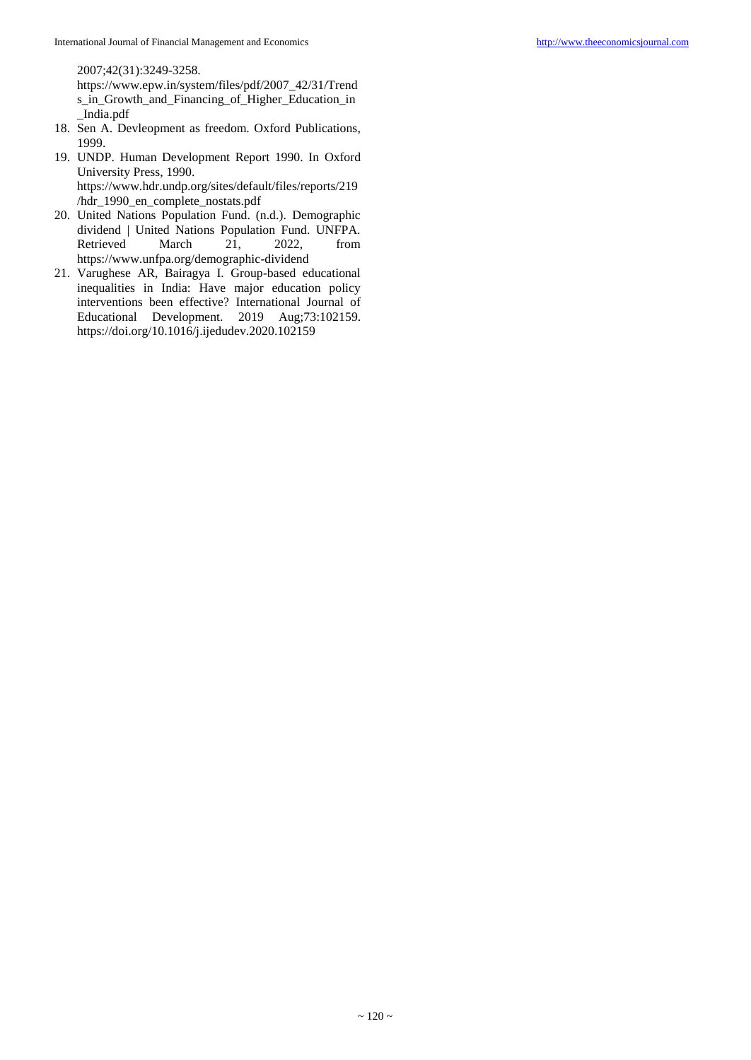2007;42(31):3249-3258. https://www.epw.in/system/files/pdf/2007_42/31/Trends_in_Growth_and_Financing_of_Higher_Education_in_India.pdf

18. Sen A. Devleopment as freedom. Oxford Publications, 1999.
19. UNDP. Human Development Report 1990. In Oxford University Press, 1990. https://www.hdr.undp.org/sites/default/files/reports/219/hdr_1990_en_complete_nostats.pdf
20. United Nations Population Fund. (n.d.). Demographic dividend | United Nations Population Fund. UNFPA. Retrieved March 21, 2022, from https://www.unfpa.org/demographic-dividend
21. Varughese AR, Bairagya I. Group-based educational inequalities in India: Have major education policy interventions been effective? International Journal of Educational Development. 2019 Aug;73:102159. https://doi.org/10.1016/j.ijedudev.2020.102159